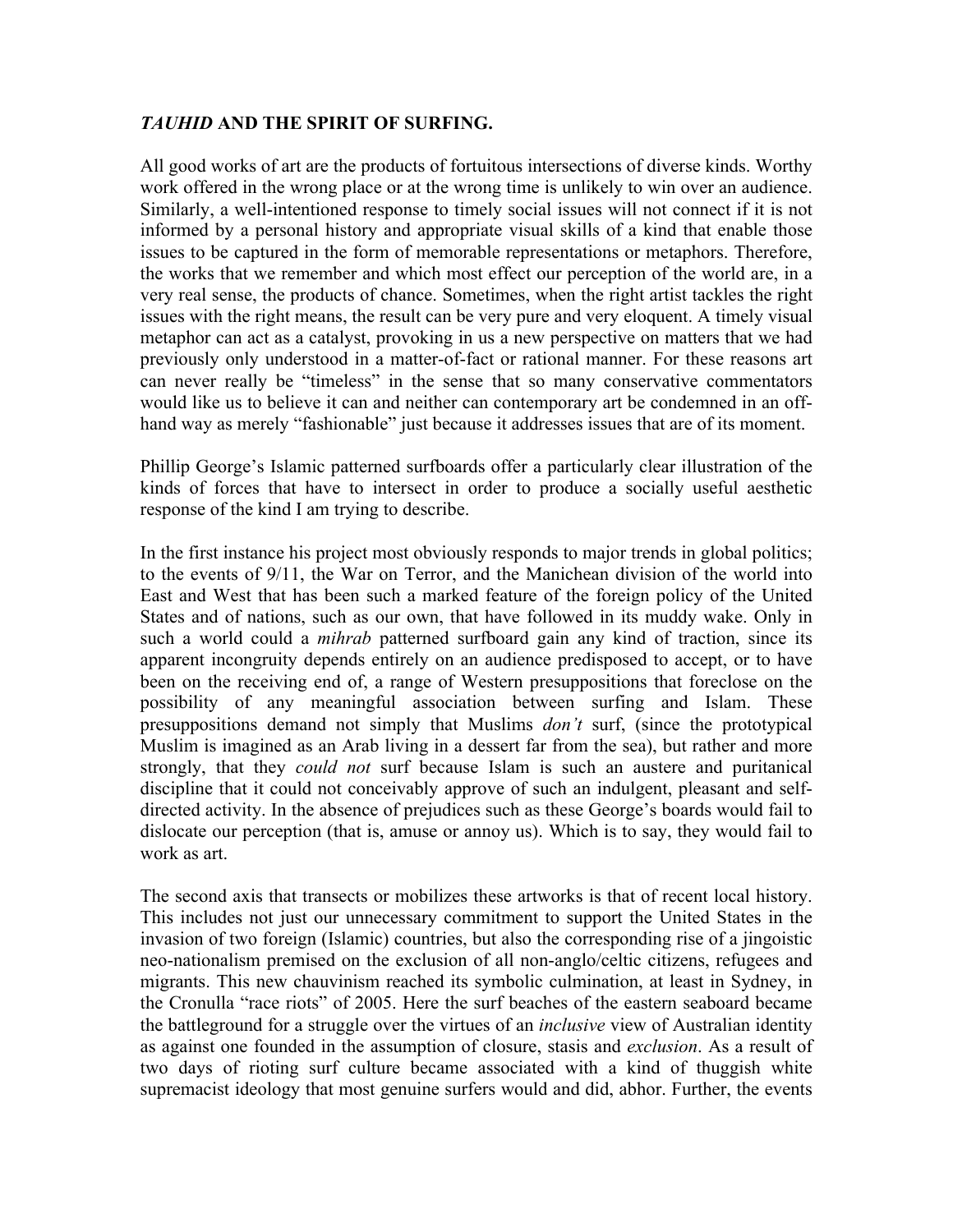***TAUHID* AND THE SPIRIT OF SURFING.**

All good works of art are the products of fortuitous intersections of diverse kinds. Worthy work offered in the wrong place or at the wrong time is unlikely to win over an audience. Similarly, a well-intentioned response to timely social issues will not connect if it is not informed by a personal history and appropriate visual skills of a kind that enable those issues to be captured in the form of memorable representations or metaphors. Therefore, the works that we remember and which most effect our perception of the world are, in a very real sense, the products of chance. Sometimes, when the right artist tackles the right issues with the right means, the result can be very pure and very eloquent. A timely visual metaphor can act as a catalyst, provoking in us a new perspective on matters that we had previously only understood in a matter-of-fact or rational manner. For these reasons art can never really be "timeless" in the sense that so many conservative commentators would like us to believe it can and neither can contemporary art be condemned in an off-hand way as merely "fashionable" just because it addresses issues that are of its moment.

Phillip George's Islamic patterned surfboards offer a particularly clear illustration of the kinds of forces that have to intersect in order to produce a socially useful aesthetic response of the kind I am trying to describe.

In the first instance his project most obviously responds to major trends in global politics; to the events of 9/11, the War on Terror, and the Manichean division of the world into East and West that has been such a marked feature of the foreign policy of the United States and of nations, such as our own, that have followed in its muddy wake. Only in such a world could a *mihrab* patterned surfboard gain any kind of traction, since its apparent incongruity depends entirely on an audience predisposed to accept, or to have been on the receiving end of, a range of Western presuppositions that foreclose on the possibility of any meaningful association between surfing and Islam. These presuppositions demand not simply that Muslims *don't* surf, (since the prototypical Muslim is imagined as an Arab living in a dessert far from the sea), but rather and more strongly, that they *could not* surf because Islam is such an austere and puritanical discipline that it could not conceivably approve of such an indulgent, pleasant and self-directed activity. In the absence of prejudices such as these George's boards would fail to dislocate our perception (that is, amuse or annoy us). Which is to say, they would fail to work as art.

The second axis that transects or mobilizes these artworks is that of recent local history. This includes not just our unnecessary commitment to support the United States in the invasion of two foreign (Islamic) countries, but also the corresponding rise of a jingoistic neo-nationalism premised on the exclusion of all non-anglo/celtic citizens, refugees and migrants. This new chauvinism reached its symbolic culmination, at least in Sydney, in the Cronulla "race riots" of 2005. Here the surf beaches of the eastern seaboard became the battleground for a struggle over the virtues of an *inclusive* view of Australian identity as against one founded in the assumption of closure, stasis and *exclusion*. As a result of two days of rioting surf culture became associated with a kind of thuggish white supremacist ideology that most genuine surfers would and did, abhor. Further, the events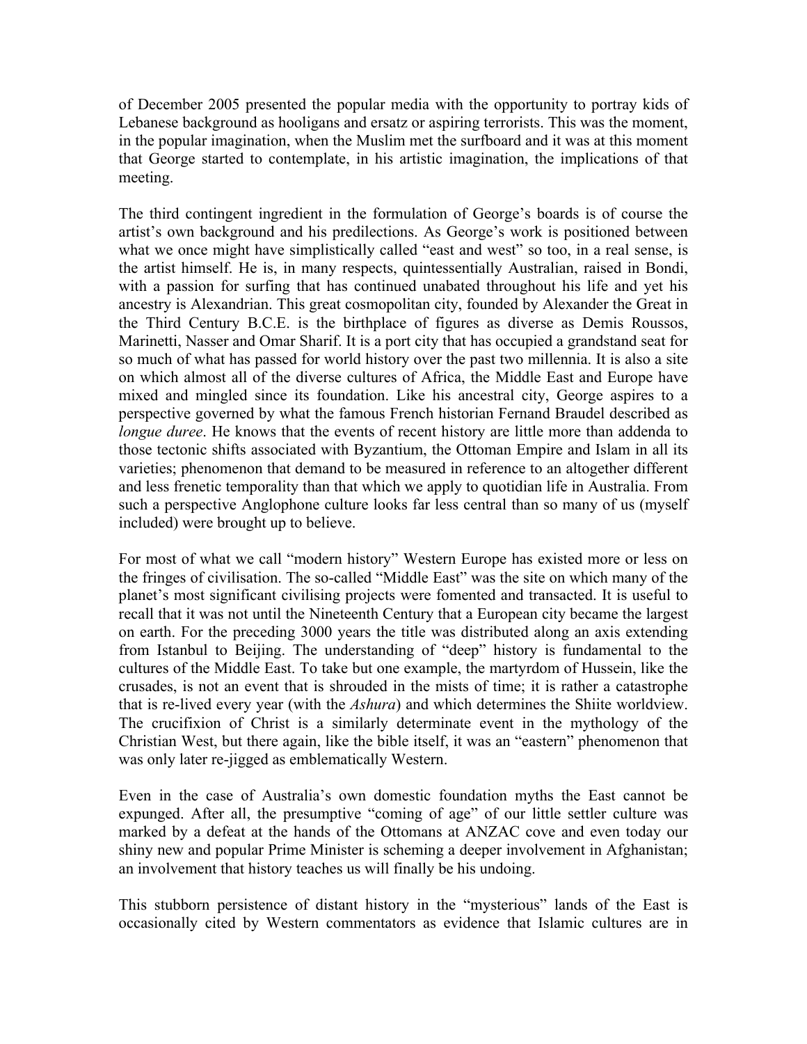of December 2005 presented the popular media with the opportunity to portray kids of Lebanese background as hooligans and ersatz or aspiring terrorists. This was the moment, in the popular imagination, when the Muslim met the surfboard and it was at this moment that George started to contemplate, in his artistic imagination, the implications of that meeting.

The third contingent ingredient in the formulation of George's boards is of course the artist's own background and his predilections. As George's work is positioned between what we once might have simplistically called "east and west" so too, in a real sense, is the artist himself. He is, in many respects, quintessentially Australian, raised in Bondi, with a passion for surfing that has continued unabated throughout his life and yet his ancestry is Alexandrian. This great cosmopolitan city, founded by Alexander the Great in the Third Century B.C.E. is the birthplace of figures as diverse as Demis Roussos, Marinetti, Nasser and Omar Sharif. It is a port city that has occupied a grandstand seat for so much of what has passed for world history over the past two millennia. It is also a site on which almost all of the diverse cultures of Africa, the Middle East and Europe have mixed and mingled since its foundation. Like his ancestral city, George aspires to a perspective governed by what the famous French historian Fernand Braudel described as *longue duree*. He knows that the events of recent history are little more than addenda to those tectonic shifts associated with Byzantium, the Ottoman Empire and Islam in all its varieties; phenomenon that demand to be measured in reference to an altogether different and less frenetic temporality than that which we apply to quotidian life in Australia. From such a perspective Anglophone culture looks far less central than so many of us (myself included) were brought up to believe.

For most of what we call "modern history" Western Europe has existed more or less on the fringes of civilisation. The so-called "Middle East" was the site on which many of the planet's most significant civilising projects were fomented and transacted. It is useful to recall that it was not until the Nineteenth Century that a European city became the largest on earth. For the preceding 3000 years the title was distributed along an axis extending from Istanbul to Beijing. The understanding of "deep" history is fundamental to the cultures of the Middle East. To take but one example, the martyrdom of Hussein, like the crusades, is not an event that is shrouded in the mists of time; it is rather a catastrophe that is re-lived every year (with the *Ashura*) and which determines the Shiite worldview. The crucifixion of Christ is a similarly determinate event in the mythology of the Christian West, but there again, like the bible itself, it was an "eastern" phenomenon that was only later re-jigged as emblematically Western.

Even in the case of Australia's own domestic foundation myths the East cannot be expunged. After all, the presumptive "coming of age" of our little settler culture was marked by a defeat at the hands of the Ottomans at ANZAC cove and even today our shiny new and popular Prime Minister is scheming a deeper involvement in Afghanistan; an involvement that history teaches us will finally be his undoing.

This stubborn persistence of distant history in the "mysterious" lands of the East is occasionally cited by Western commentators as evidence that Islamic cultures are in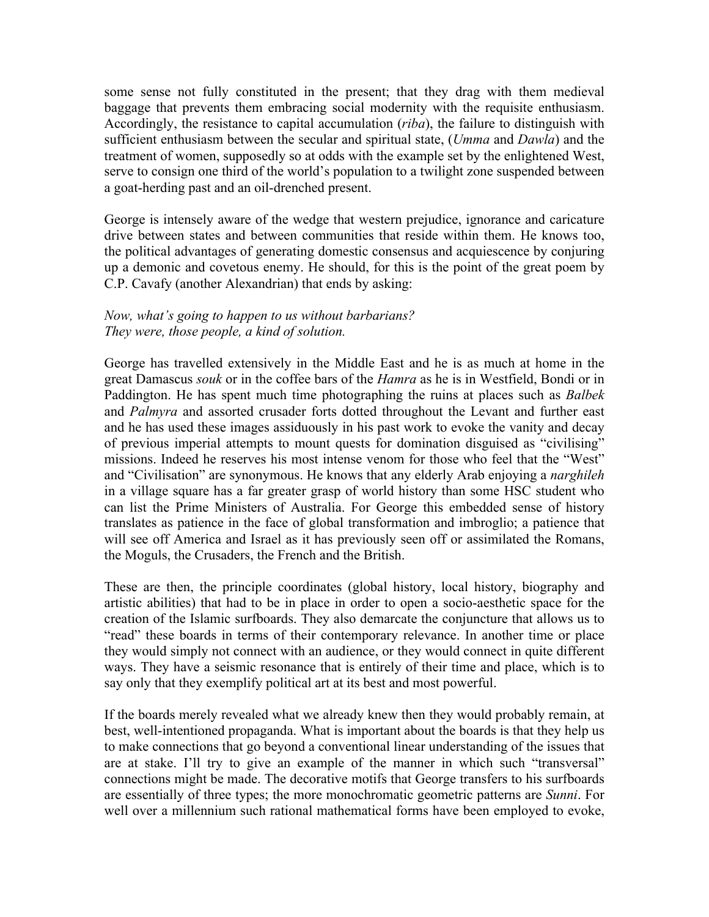some sense not fully constituted in the present; that they drag with them medieval baggage that prevents them embracing social modernity with the requisite enthusiasm. Accordingly, the resistance to capital accumulation (*riba*), the failure to distinguish with sufficient enthusiasm between the secular and spiritual state, (*Umma* and *Dawla*) and the treatment of women, supposedly so at odds with the example set by the enlightened West, serve to consign one third of the world's population to a twilight zone suspended between a goat-herding past and an oil-drenched present.

George is intensely aware of the wedge that western prejudice, ignorance and caricature drive between states and between communities that reside within them. He knows too, the political advantages of generating domestic consensus and acquiescence by conjuring up a demonic and covetous enemy. He should, for this is the point of the great poem by C.P. Cavafy (another Alexandrian) that ends by asking:

*Now, what's going to happen to us without barbarians?*
*They were, those people, a kind of solution.*

George has travelled extensively in the Middle East and he is as much at home in the great Damascus *souk* or in the coffee bars of the *Hamra* as he is in Westfield, Bondi or in Paddington. He has spent much time photographing the ruins at places such as *Balbek* and *Palmyra* and assorted crusader forts dotted throughout the Levant and further east and he has used these images assiduously in his past work to evoke the vanity and decay of previous imperial attempts to mount quests for domination disguised as "civilising" missions. Indeed he reserves his most intense venom for those who feel that the "West" and "Civilisation" are synonymous. He knows that any elderly Arab enjoying a *narghileh* in a village square has a far greater grasp of world history than some HSC student who can list the Prime Ministers of Australia. For George this embedded sense of history translates as patience in the face of global transformation and imbroglio; a patience that will see off America and Israel as it has previously seen off or assimilated the Romans, the Moguls, the Crusaders, the French and the British.

These are then, the principle coordinates (global history, local history, biography and artistic abilities) that had to be in place in order to open a socio-aesthetic space for the creation of the Islamic surfboards. They also demarcate the conjuncture that allows us to "read" these boards in terms of their contemporary relevance. In another time or place they would simply not connect with an audience, or they would connect in quite different ways. They have a seismic resonance that is entirely of their time and place, which is to say only that they exemplify political art at its best and most powerful.

If the boards merely revealed what we already knew then they would probably remain, at best, well-intentioned propaganda. What is important about the boards is that they help us to make connections that go beyond a conventional linear understanding of the issues that are at stake. I'll try to give an example of the manner in which such "transversal" connections might be made. The decorative motifs that George transfers to his surfboards are essentially of three types; the more monochromatic geometric patterns are *Sunni*. For well over a millennium such rational mathematical forms have been employed to evoke,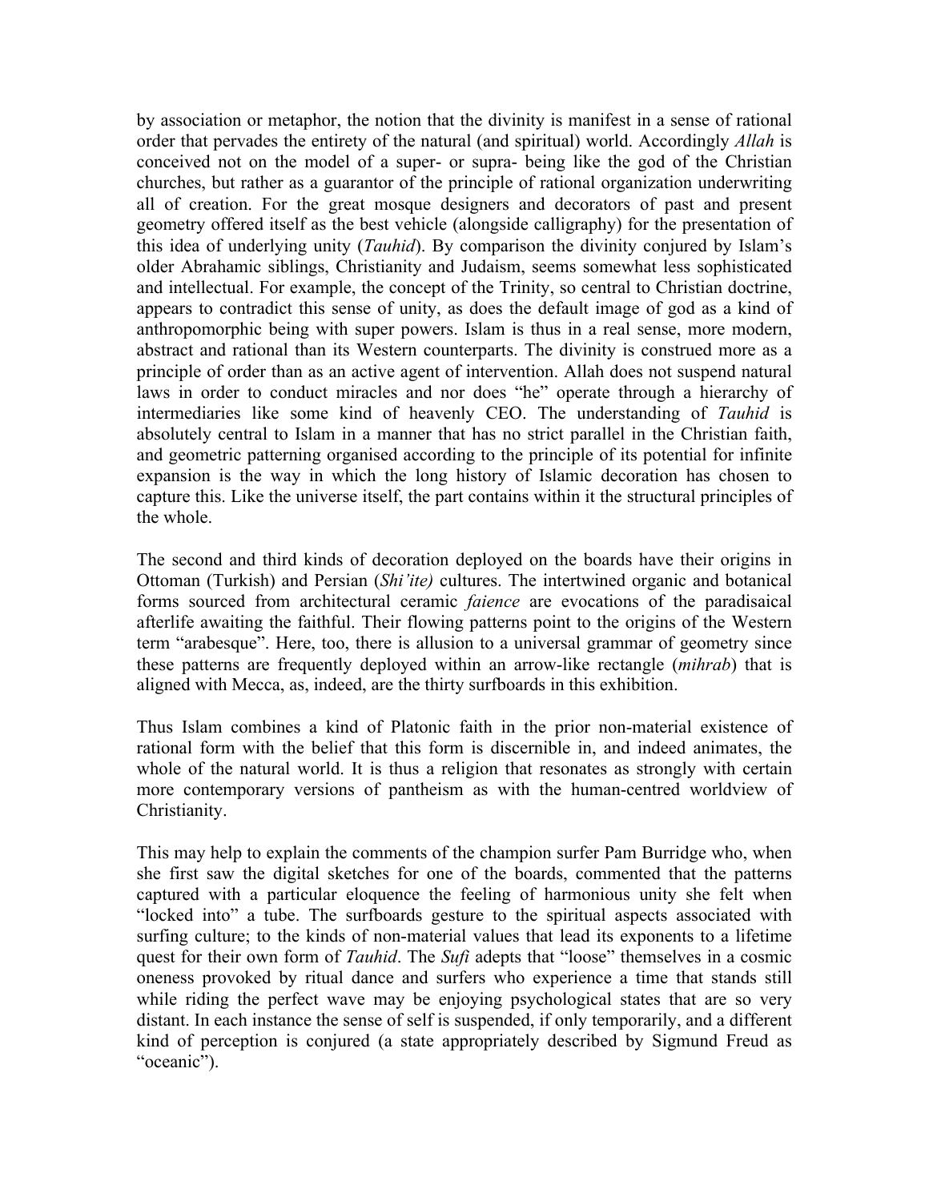by association or metaphor, the notion that the divinity is manifest in a sense of rational order that pervades the entirety of the natural (and spiritual) world. Accordingly *Allah* is conceived not on the model of a super- or supra- being like the god of the Christian churches, but rather as a guarantor of the principle of rational organization underwriting all of creation. For the great mosque designers and decorators of past and present geometry offered itself as the best vehicle (alongside calligraphy) for the presentation of this idea of underlying unity (*Tauhid*). By comparison the divinity conjured by Islam's older Abrahamic siblings, Christianity and Judaism, seems somewhat less sophisticated and intellectual. For example, the concept of the Trinity, so central to Christian doctrine, appears to contradict this sense of unity, as does the default image of god as a kind of anthropomorphic being with super powers. Islam is thus in a real sense, more modern, abstract and rational than its Western counterparts. The divinity is construed more as a principle of order than as an active agent of intervention. Allah does not suspend natural laws in order to conduct miracles and nor does "he" operate through a hierarchy of intermediaries like some kind of heavenly CEO. The understanding of *Tauhid* is absolutely central to Islam in a manner that has no strict parallel in the Christian faith, and geometric patterning organised according to the principle of its potential for infinite expansion is the way in which the long history of Islamic decoration has chosen to capture this. Like the universe itself, the part contains within it the structural principles of the whole.

The second and third kinds of decoration deployed on the boards have their origins in Ottoman (Turkish) and Persian (*Shi'ite)* cultures. The intertwined organic and botanical forms sourced from architectural ceramic *faience* are evocations of the paradisaical afterlife awaiting the faithful. Their flowing patterns point to the origins of the Western term "arabesque". Here, too, there is allusion to a universal grammar of geometry since these patterns are frequently deployed within an arrow-like rectangle (*mihrab*) that is aligned with Mecca, as, indeed, are the thirty surfboards in this exhibition.

Thus Islam combines a kind of Platonic faith in the prior non-material existence of rational form with the belief that this form is discernible in, and indeed animates, the whole of the natural world. It is thus a religion that resonates as strongly with certain more contemporary versions of pantheism as with the human-centred worldview of Christianity.

This may help to explain the comments of the champion surfer Pam Burridge who, when she first saw the digital sketches for one of the boards, commented that the patterns captured with a particular eloquence the feeling of harmonious unity she felt when "locked into" a tube. The surfboards gesture to the spiritual aspects associated with surfing culture; to the kinds of non-material values that lead its exponents to a lifetime quest for their own form of *Tauhid*. The *Sufi* adepts that "loose" themselves in a cosmic oneness provoked by ritual dance and surfers who experience a time that stands still while riding the perfect wave may be enjoying psychological states that are so very distant. In each instance the sense of self is suspended, if only temporarily, and a different kind of perception is conjured (a state appropriately described by Sigmund Freud as "oceanic").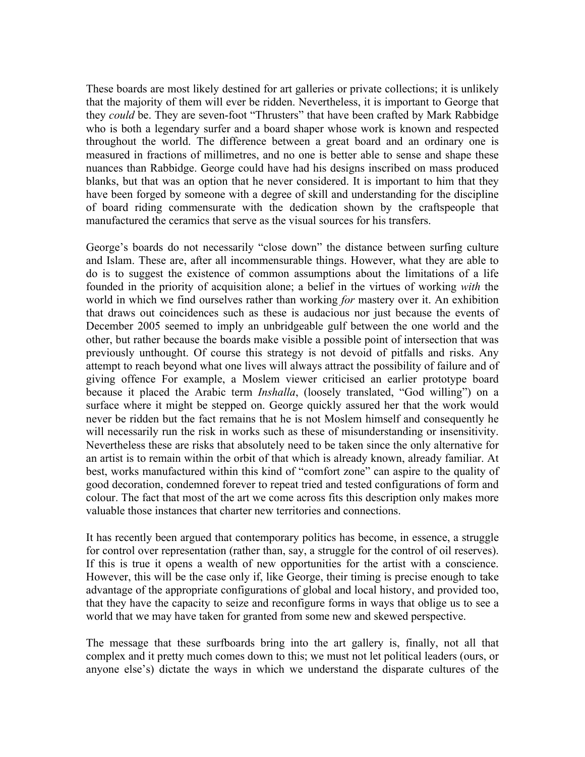These boards are most likely destined for art galleries or private collections; it is unlikely that the majority of them will ever be ridden. Nevertheless, it is important to George that they *could* be. They are seven-foot "Thrusters" that have been crafted by Mark Rabbidge who is both a legendary surfer and a board shaper whose work is known and respected throughout the world. The difference between a great board and an ordinary one is measured in fractions of millimetres, and no one is better able to sense and shape these nuances than Rabbidge. George could have had his designs inscribed on mass produced blanks, but that was an option that he never considered. It is important to him that they have been forged by someone with a degree of skill and understanding for the discipline of board riding commensurate with the dedication shown by the craftspeople that manufactured the ceramics that serve as the visual sources for his transfers.

George's boards do not necessarily "close down" the distance between surfing culture and Islam. These are, after all incommensurable things. However, what they are able to do is to suggest the existence of common assumptions about the limitations of a life founded in the priority of acquisition alone; a belief in the virtues of working *with* the world in which we find ourselves rather than working *for* mastery over it. An exhibition that draws out coincidences such as these is audacious nor just because the events of December 2005 seemed to imply an unbridgeable gulf between the one world and the other, but rather because the boards make visible a possible point of intersection that was previously unthought. Of course this strategy is not devoid of pitfalls and risks. Any attempt to reach beyond what one lives will always attract the possibility of failure and of giving offence For example, a Moslem viewer criticised an earlier prototype board because it placed the Arabic term *Inshalla*, (loosely translated, "God willing") on a surface where it might be stepped on. George quickly assured her that the work would never be ridden but the fact remains that he is not Moslem himself and consequently he will necessarily run the risk in works such as these of misunderstanding or insensitivity. Nevertheless these are risks that absolutely need to be taken since the only alternative for an artist is to remain within the orbit of that which is already known, already familiar. At best, works manufactured within this kind of "comfort zone" can aspire to the quality of good decoration, condemned forever to repeat tried and tested configurations of form and colour. The fact that most of the art we come across fits this description only makes more valuable those instances that charter new territories and connections.

It has recently been argued that contemporary politics has become, in essence, a struggle for control over representation (rather than, say, a struggle for the control of oil reserves). If this is true it opens a wealth of new opportunities for the artist with a conscience. However, this will be the case only if, like George, their timing is precise enough to take advantage of the appropriate configurations of global and local history, and provided too, that they have the capacity to seize and reconfigure forms in ways that oblige us to see a world that we may have taken for granted from some new and skewed perspective.

The message that these surfboards bring into the art gallery is, finally, not all that complex and it pretty much comes down to this; we must not let political leaders (ours, or anyone else's) dictate the ways in which we understand the disparate cultures of the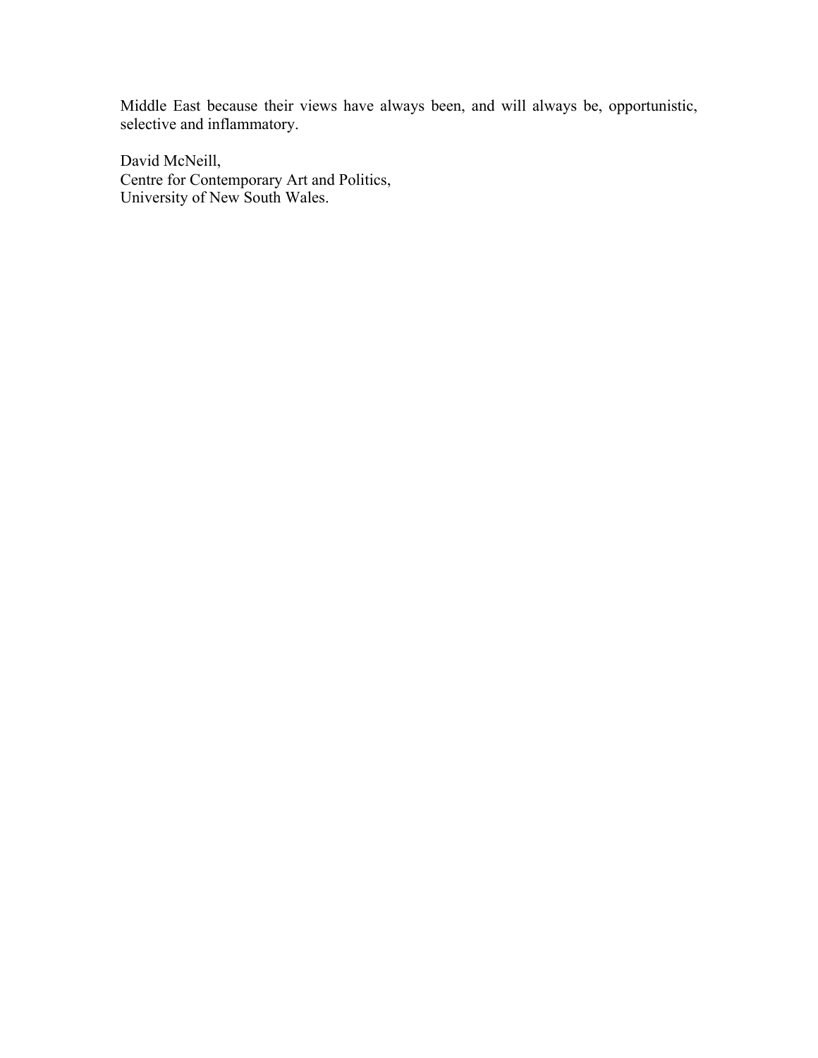Middle East because their views have always been, and will always be, opportunistic, selective and inflammatory.

David McNeill,  
Centre for Contemporary Art and Politics,  
University of New South Wales.